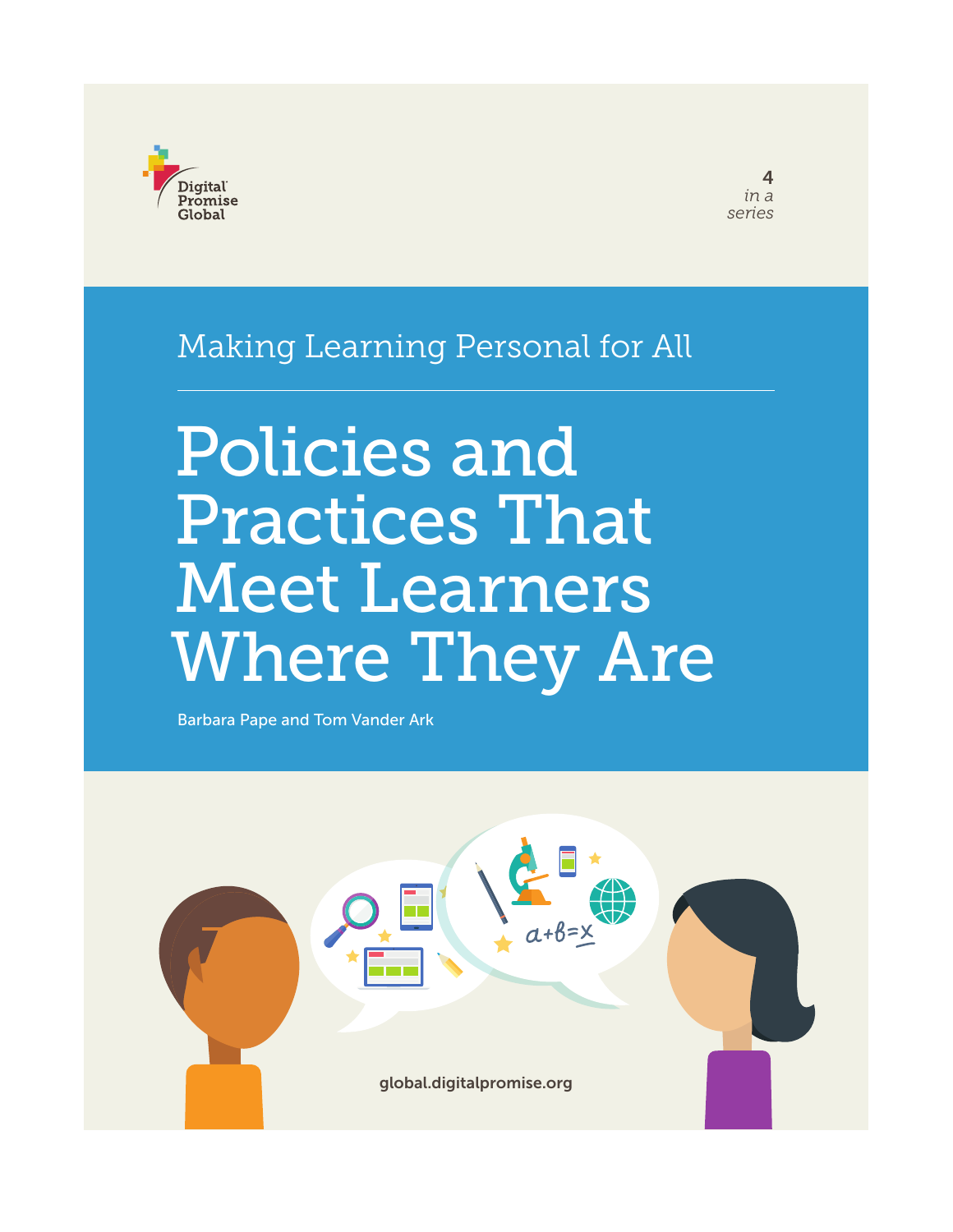Digital Promise Global

4 *in a series*

## Making Learning Personal for All

# Policies and Practices That Meet Learners Where They Are

Barbara Pape and Tom Vander Ark

global.digitalpromise.org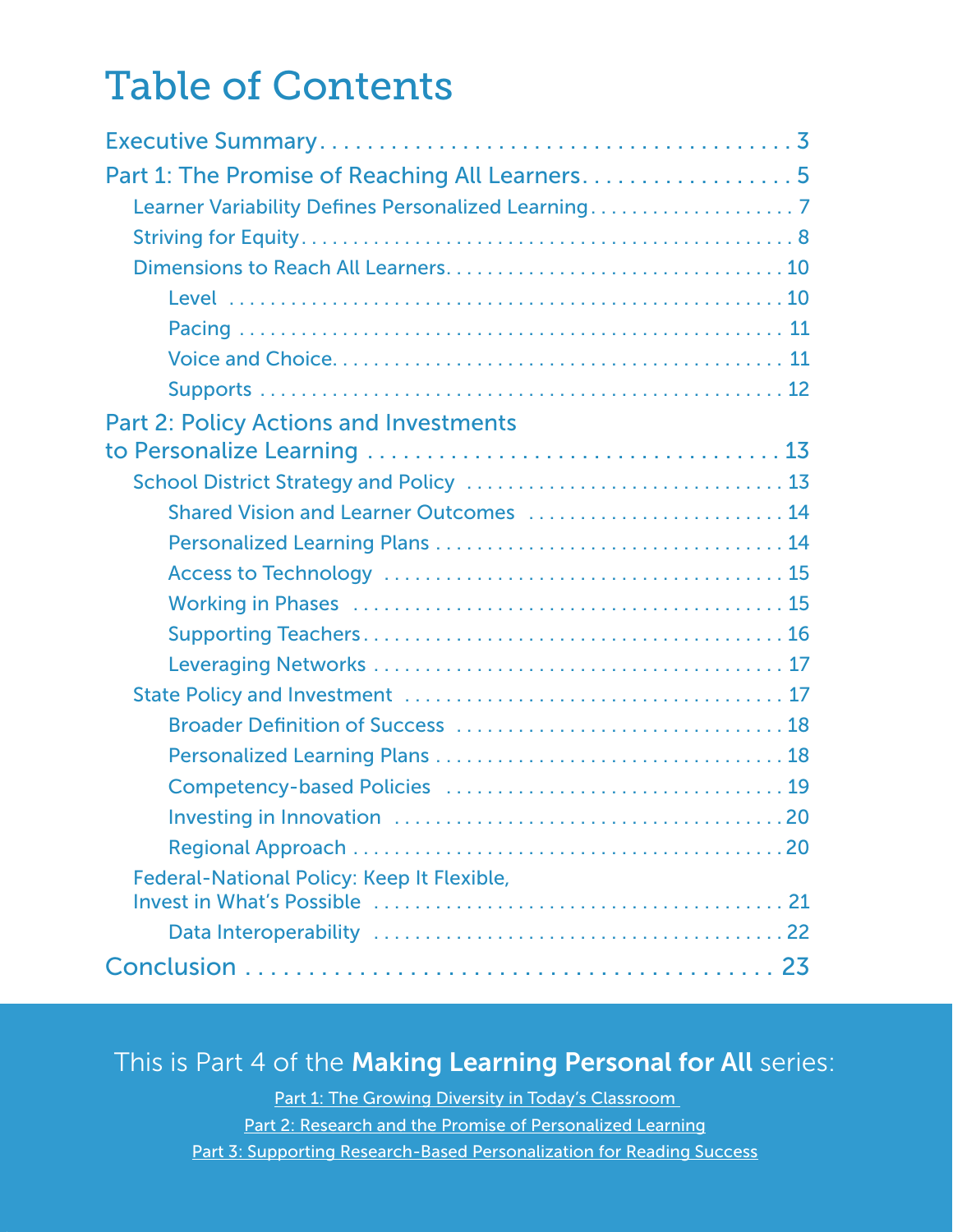# Table of Contents

- Executive Summary ... 3
- Part 1: The Promise of Reaching All Learners ... 5
  - Learner Variability Defines Personalized Learning ... 7
  - Striving for Equity ... 8
  - Dimensions to Reach All Learners ... 10
    - Level ... 10
    - Pacing ... 11
    - Voice and Choice ... 11
    - Supports ... 12
- Part 2: Policy Actions and Investments to Personalize Learning ... 13
  - School District Strategy and Policy ... 13
    - Shared Vision and Learner Outcomes ... 14
    - Personalized Learning Plans ... 14
    - Access to Technology ... 15
    - Working in Phases ... 15
    - Supporting Teachers ... 16
    - Leveraging Networks ... 17
  - State Policy and Investment ... 17
    - Broader Definition of Success ... 18
    - Personalized Learning Plans ... 18
    - Competency-based Policies ... 19
    - Investing in Innovation ... 20
    - Regional Approach ... 20
  - Federal-National Policy: Keep It Flexible, Invest in What's Possible ... 21
    - Data Interoperability ... 22
- Conclusion ... 23

This is Part 4 of the **Making Learning Personal for All** series:

Part 1: The Growing Diversity in Today's Classroom

Part 2: Research and the Promise of Personalized Learning

Part 3: Supporting Research-Based Personalization for Reading Success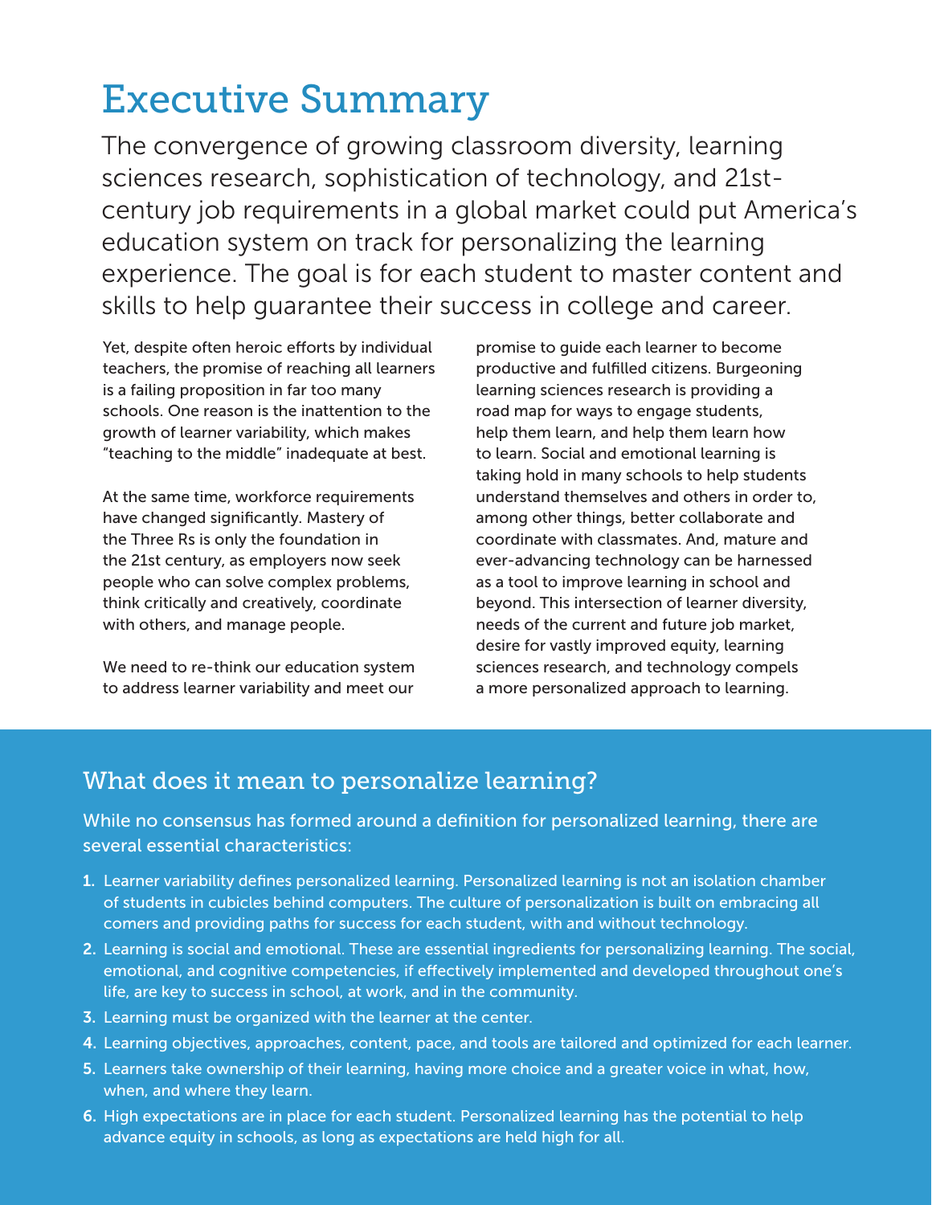# Executive Summary

The convergence of growing classroom diversity, learning sciences research, sophistication of technology, and 21st-century job requirements in a global market could put America's education system on track for personalizing the learning experience. The goal is for each student to master content and skills to help guarantee their success in college and career.

Yet, despite often heroic efforts by individual teachers, the promise of reaching all learners is a failing proposition in far too many schools. One reason is the inattention to the growth of learner variability, which makes "teaching to the middle" inadequate at best.

At the same time, workforce requirements have changed significantly. Mastery of the Three Rs is only the foundation in the 21st century, as employers now seek people who can solve complex problems, think critically and creatively, coordinate with others, and manage people.

We need to re-think our education system to address learner variability and meet our promise to guide each learner to become productive and fulfilled citizens. Burgeoning learning sciences research is providing a road map for ways to engage students, help them learn, and help them learn how to learn. Social and emotional learning is taking hold in many schools to help students understand themselves and others in order to, among other things, better collaborate and coordinate with classmates. And, mature and ever-advancing technology can be harnessed as a tool to improve learning in school and beyond. This intersection of learner diversity, needs of the current and future job market, desire for vastly improved equity, learning sciences research, and technology compels a more personalized approach to learning.

## What does it mean to personalize learning?

While no consensus has formed around a definition for personalized learning, there are several essential characteristics:

1. Learner variability defines personalized learning. Personalized learning is not an isolation chamber of students in cubicles behind computers. The culture of personalization is built on embracing all comers and providing paths for success for each student, with and without technology.
2. Learning is social and emotional. These are essential ingredients for personalizing learning. The social, emotional, and cognitive competencies, if effectively implemented and developed throughout one's life, are key to success in school, at work, and in the community.
3. Learning must be organized with the learner at the center.
4. Learning objectives, approaches, content, pace, and tools are tailored and optimized for each learner.
5. Learners take ownership of their learning, having more choice and a greater voice in what, how, when, and where they learn.
6. High expectations are in place for each student. Personalized learning has the potential to help advance equity in schools, as long as expectations are held high for all.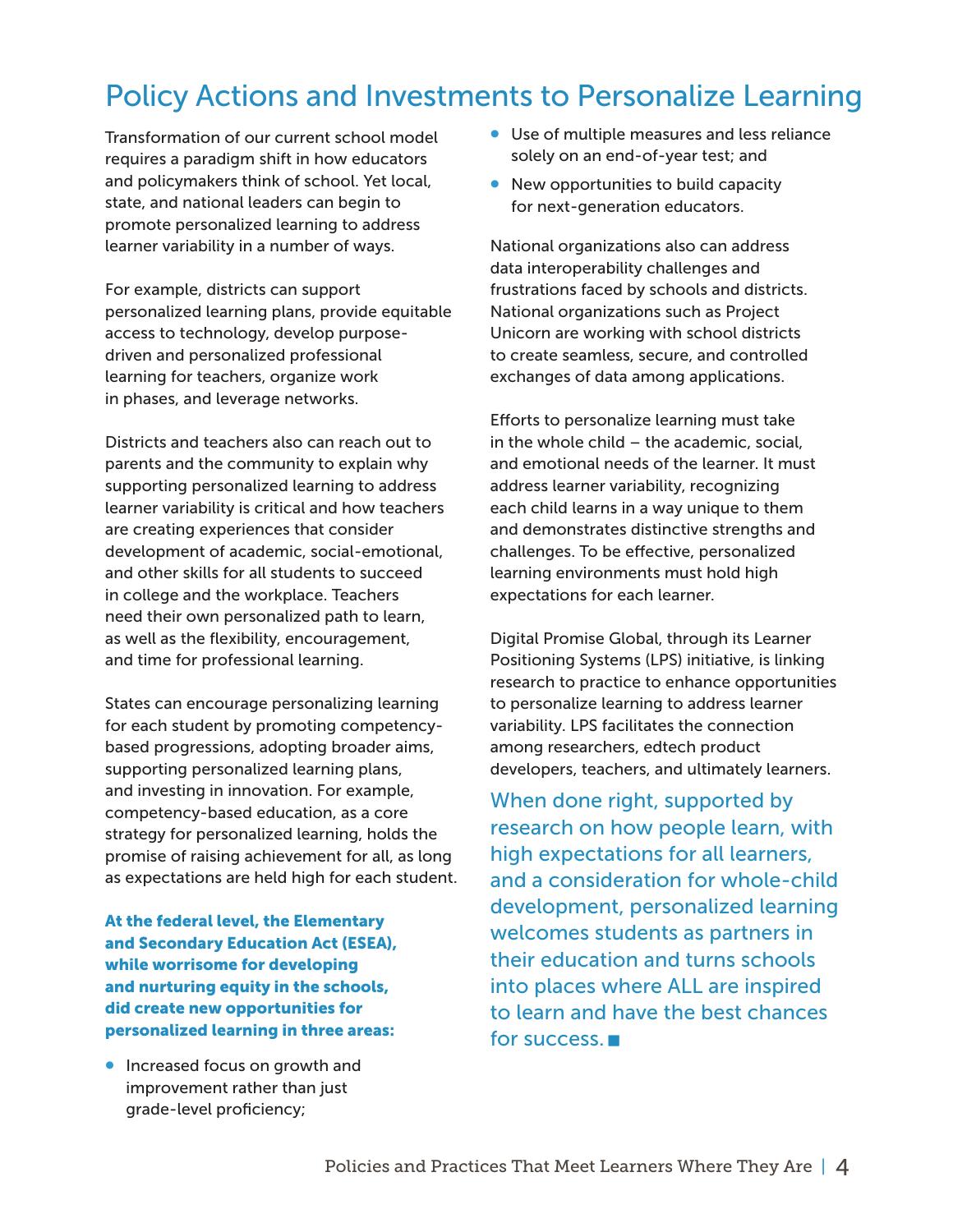# Policy Actions and Investments to Personalize Learning

Transformation of our current school model requires a paradigm shift in how educators and policymakers think of school. Yet local, state, and national leaders can begin to promote personalized learning to address learner variability in a number of ways.

For example, districts can support personalized learning plans, provide equitable access to technology, develop purpose-driven and personalized professional learning for teachers, organize work in phases, and leverage networks.

Districts and teachers also can reach out to parents and the community to explain why supporting personalized learning to address learner variability is critical and how teachers are creating experiences that consider development of academic, social-emotional, and other skills for all students to succeed in college and the workplace. Teachers need their own personalized path to learn, as well as the flexibility, encouragement, and time for professional learning.

States can encourage personalizing learning for each student by promoting competency-based progressions, adopting broader aims, supporting personalized learning plans, and investing in innovation. For example, competency-based education, as a core strategy for personalized learning, holds the promise of raising achievement for all, as long as expectations are held high for each student.

**At the federal level, the Elementary and Secondary Education Act (ESEA), while worrisome for developing and nurturing equity in the schools, did create new opportunities for personalized learning in three areas:**

- Increased focus on growth and improvement rather than just grade-level proficiency;
- Use of multiple measures and less reliance solely on an end-of-year test; and
- New opportunities to build capacity for next-generation educators.

National organizations also can address data interoperability challenges and frustrations faced by schools and districts. National organizations such as Project Unicorn are working with school districts to create seamless, secure, and controlled exchanges of data among applications.

Efforts to personalize learning must take in the whole child – the academic, social, and emotional needs of the learner. It must address learner variability, recognizing each child learns in a way unique to them and demonstrates distinctive strengths and challenges. To be effective, personalized learning environments must hold high expectations for each learner.

Digital Promise Global, through its Learner Positioning Systems (LPS) initiative, is linking research to practice to enhance opportunities to personalize learning to address learner variability. LPS facilitates the connection among researchers, edtech product developers, teachers, and ultimately learners.

When done right, supported by research on how people learn, with high expectations for all learners, and a consideration for whole-child development, personalized learning welcomes students as partners in their education and turns schools into places where ALL are inspired to learn and have the best chances for success. ■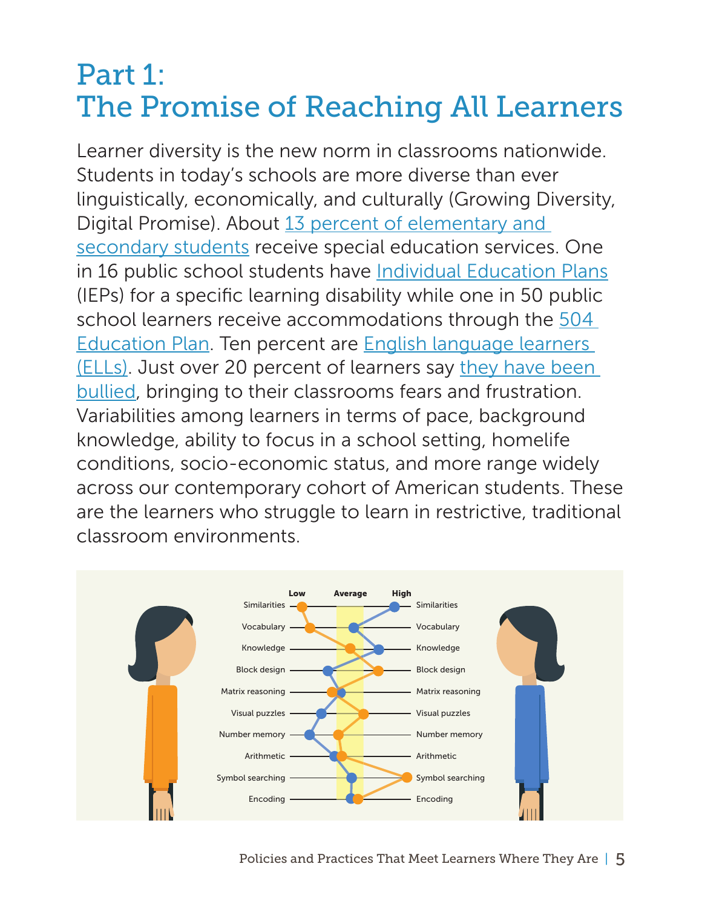# Part 1: The Promise of Reaching All Learners

Learner diversity is the new norm in classrooms nationwide. Students in today's schools are more diverse than ever linguistically, economically, and culturally (Growing Diversity, Digital Promise). About 13 percent of elementary and secondary students receive special education services. One in 16 public school students have Individual Education Plans (IEPs) for a specific learning disability while one in 50 public school learners receive accommodations through the 504 Education Plan. Ten percent are English language learners (ELLs). Just over 20 percent of learners say they have been bullied, bringing to their classrooms fears and frustration. Variabilities among learners in terms of pace, background knowledge, ability to focus in a school setting, homelife conditions, socio-economic status, and more range widely across our contemporary cohort of American students. These are the learners who struggle to learn in restrictive, traditional classroom environments.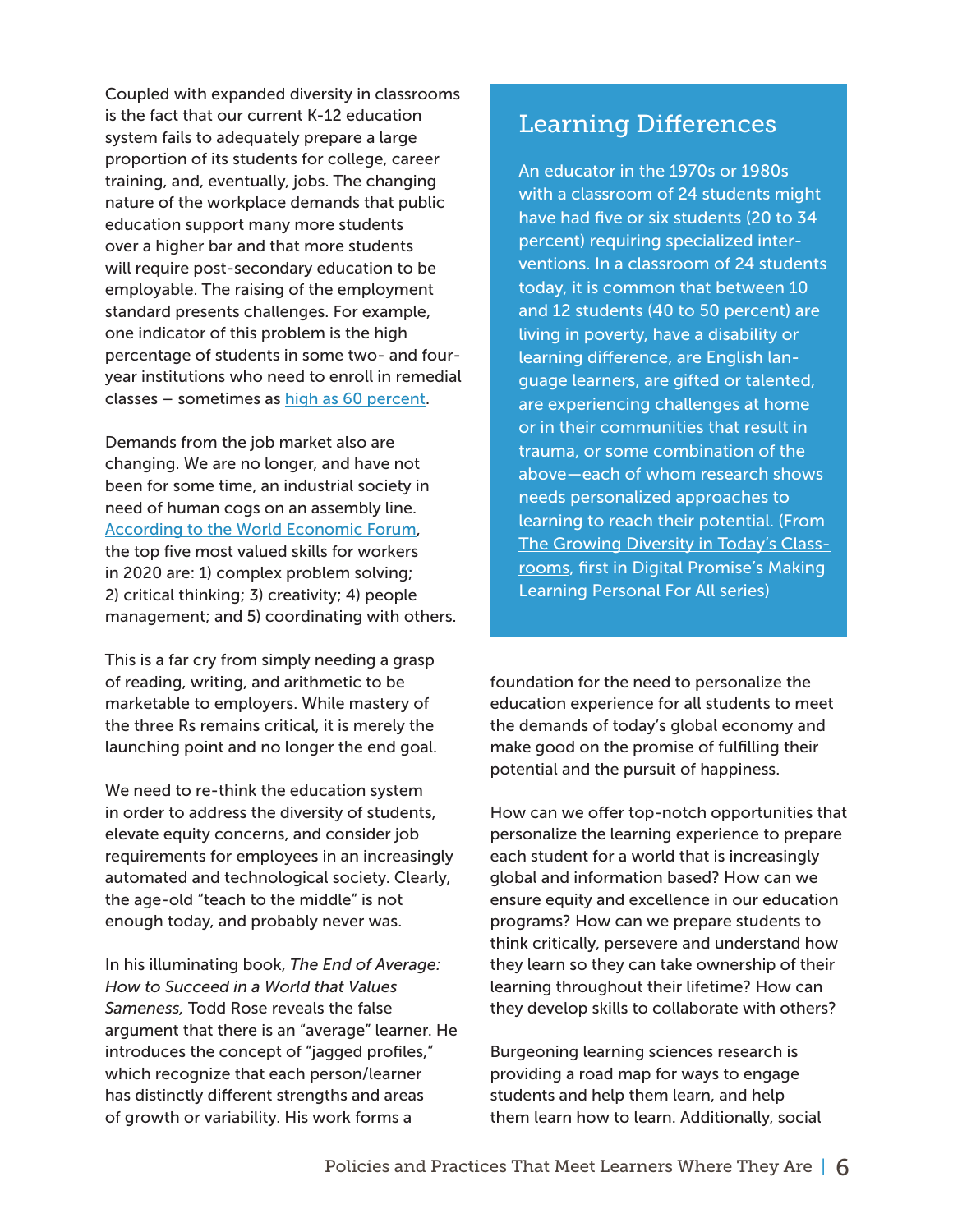Coupled with expanded diversity in classrooms is the fact that our current K-12 education system fails to adequately prepare a large proportion of its students for college, career training, and, eventually, jobs. The changing nature of the workplace demands that public education support many more students over a higher bar and that more students will require post-secondary education to be employable. The raising of the employment standard presents challenges. For example, one indicator of this problem is the high percentage of students in some two- and four-year institutions who need to enroll in remedial classes – sometimes as high as 60 percent.

Demands from the job market also are changing. We are no longer, and have not been for some time, an industrial society in need of human cogs on an assembly line. According to the World Economic Forum, the top five most valued skills for workers in 2020 are: 1) complex problem solving; 2) critical thinking; 3) creativity; 4) people management; and 5) coordinating with others.

This is a far cry from simply needing a grasp of reading, writing, and arithmetic to be marketable to employers. While mastery of the three Rs remains critical, it is merely the launching point and no longer the end goal.

We need to re-think the education system in order to address the diversity of students, elevate equity concerns, and consider job requirements for employees in an increasingly automated and technological society. Clearly, the age-old "teach to the middle" is not enough today, and probably never was.

In his illuminating book, *The End of Average: How to Succeed in a World that Values Sameness,* Todd Rose reveals the false argument that there is an "average" learner. He introduces the concept of "jagged profiles," which recognize that each person/learner has distinctly different strengths and areas of growth or variability. His work forms a foundation for the need to personalize the education experience for all students to meet the demands of today's global economy and make good on the promise of fulfilling their potential and the pursuit of happiness.

## Learning Differences

An educator in the 1970s or 1980s with a classroom of 24 students might have had five or six students (20 to 34 percent) requiring specialized interventions. In a classroom of 24 students today, it is common that between 10 and 12 students (40 to 50 percent) are living in poverty, have a disability or learning difference, are English language learners, are gifted or talented, are experiencing challenges at home or in their communities that result in trauma, or some combination of the above—each of whom research shows needs personalized approaches to learning to reach their potential. (From The Growing Diversity in Today's Classrooms, first in Digital Promise's Making Learning Personal For All series)

How can we offer top-notch opportunities that personalize the learning experience to prepare each student for a world that is increasingly global and information based? How can we ensure equity and excellence in our education programs? How can we prepare students to think critically, persevere and understand how they learn so they can take ownership of their learning throughout their lifetime? How can they develop skills to collaborate with others?

Burgeoning learning sciences research is providing a road map for ways to engage students and help them learn, and help them learn how to learn. Additionally, social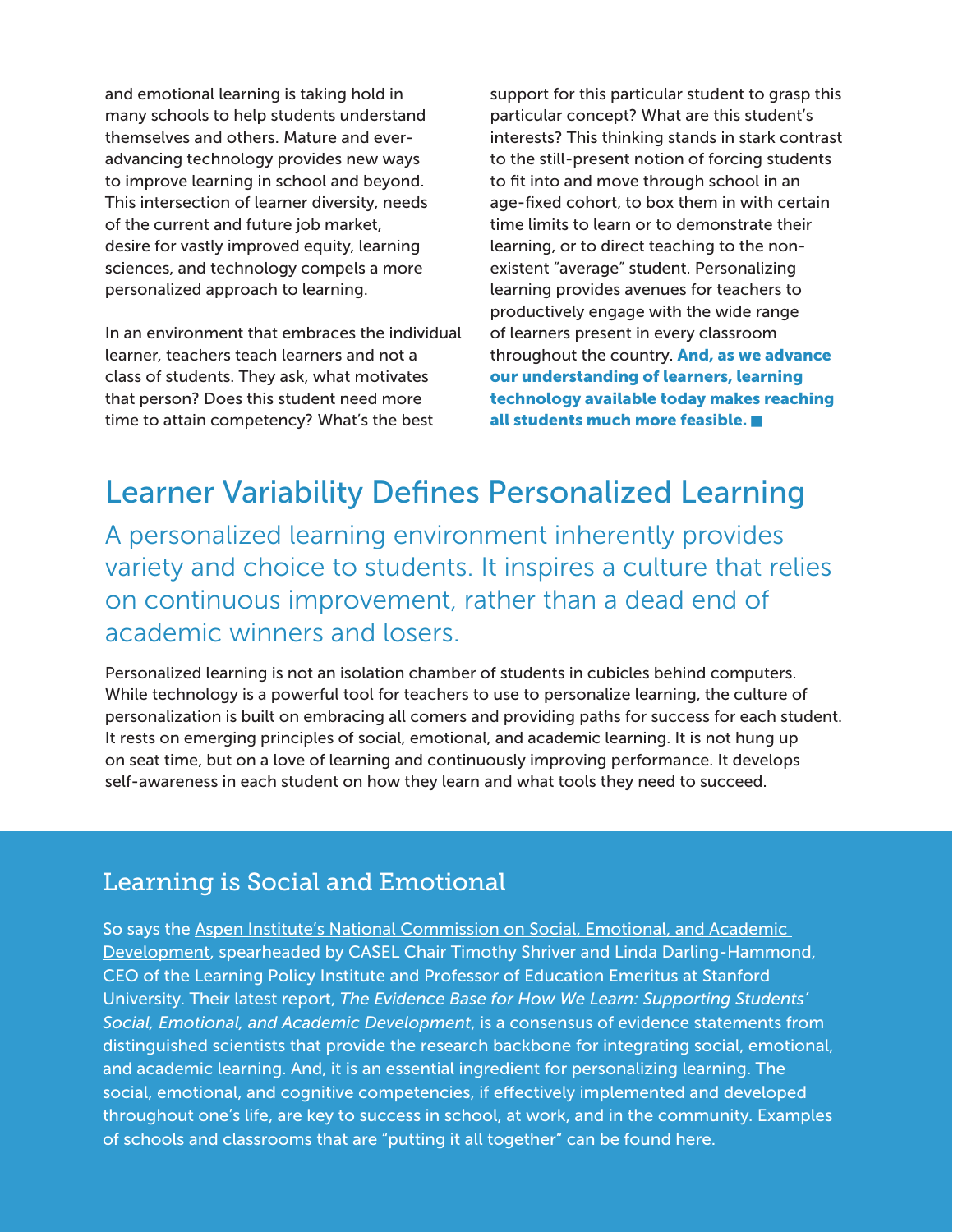and emotional learning is taking hold in many schools to help students understand themselves and others. Mature and ever-advancing technology provides new ways to improve learning in school and beyond. This intersection of learner diversity, needs of the current and future job market, desire for vastly improved equity, learning sciences, and technology compels a more personalized approach to learning.

In an environment that embraces the individual learner, teachers teach learners and not a class of students. They ask, what motivates that person? Does this student need more time to attain competency? What's the best support for this particular student to grasp this particular concept? What are this student's interests? This thinking stands in stark contrast to the still-present notion of forcing students to fit into and move through school in an age-fixed cohort, to box them in with certain time limits to learn or to demonstrate their learning, or to direct teaching to the non-existent "average" student. Personalizing learning provides avenues for teachers to productively engage with the wide range of learners present in every classroom throughout the country. **And, as we advance our understanding of learners, learning technology available today makes reaching all students much more feasible.** ■

## Learner Variability Defines Personalized Learning

A personalized learning environment inherently provides variety and choice to students. It inspires a culture that relies on continuous improvement, rather than a dead end of academic winners and losers.

Personalized learning is not an isolation chamber of students in cubicles behind computers. While technology is a powerful tool for teachers to use to personalize learning, the culture of personalization is built on embracing all comers and providing paths for success for each student. It rests on emerging principles of social, emotional, and academic learning. It is not hung up on seat time, but on a love of learning and continuously improving performance. It develops self-awareness in each student on how they learn and what tools they need to succeed.

### Learning is Social and Emotional

So says the Aspen Institute's National Commission on Social, Emotional, and Academic Development, spearheaded by CASEL Chair Timothy Shriver and Linda Darling-Hammond, CEO of the Learning Policy Institute and Professor of Education Emeritus at Stanford University. Their latest report, *The Evidence Base for How We Learn: Supporting Students' Social, Emotional, and Academic Development*, is a consensus of evidence statements from distinguished scientists that provide the research backbone for integrating social, emotional, and academic learning. And, it is an essential ingredient for personalizing learning. The social, emotional, and cognitive competencies, if effectively implemented and developed throughout one's life, are key to success in school, at work, and in the community. Examples of schools and classrooms that are "putting it all together" can be found here.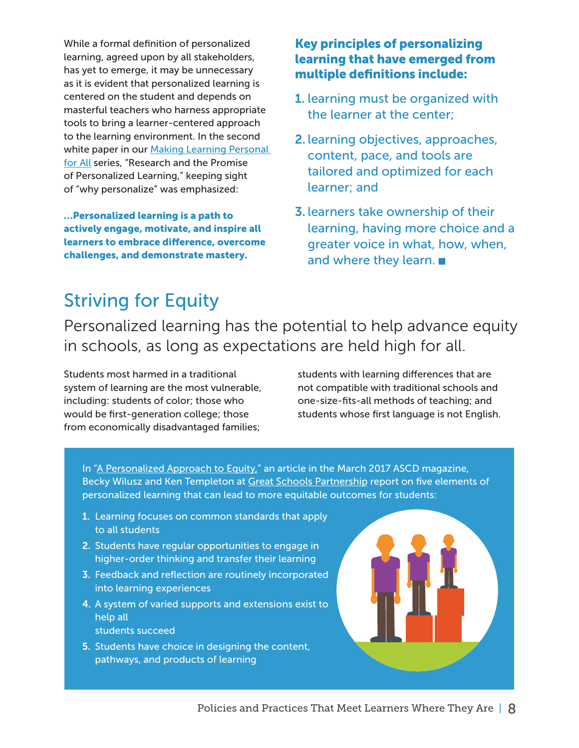While a formal definition of personalized learning, agreed upon by all stakeholders, has yet to emerge, it may be unnecessary as it is evident that personalized learning is centered on the student and depends on masterful teachers who harness appropriate tools to bring a learner-centered approach to the learning environment. In the second white paper in our Making Learning Personal for All series, "Research and the Promise of Personalized Learning," keeping sight of "why personalize" was emphasized:

**...Personalized learning is a path to actively engage, motivate, and inspire all learners to embrace difference, overcome challenges, and demonstrate mastery.**

**Key principles of personalizing learning that have emerged from multiple definitions include:**

1. learning must be organized with the learner at the center;
2. learning objectives, approaches, content, pace, and tools are tailored and optimized for each learner; and
3. learners take ownership of their learning, having more choice and a greater voice in what, how, when, and where they learn. ■

## Striving for Equity

Personalized learning has the potential to help advance equity in schools, as long as expectations are held high for all.

Students most harmed in a traditional system of learning are the most vulnerable, including: students of color; those who would be first-generation college; those from economically disadvantaged families; students with learning differences that are not compatible with traditional schools and one-size-fits-all methods of teaching; and students whose first language is not English.

In "A Personalized Approach to Equity," an article in the March 2017 ASCD magazine, Becky Wilusz and Ken Templeton at Great Schools Partnership report on five elements of personalized learning that can lead to more equitable outcomes for students:

1. Learning focuses on common standards that apply to all students
2. Students have regular opportunities to engage in higher-order thinking and transfer their learning
3. Feedback and reflection are routinely incorporated into learning experiences
4. A system of varied supports and extensions exist to help all students succeed
5. Students have choice in designing the content, pathways, and products of learning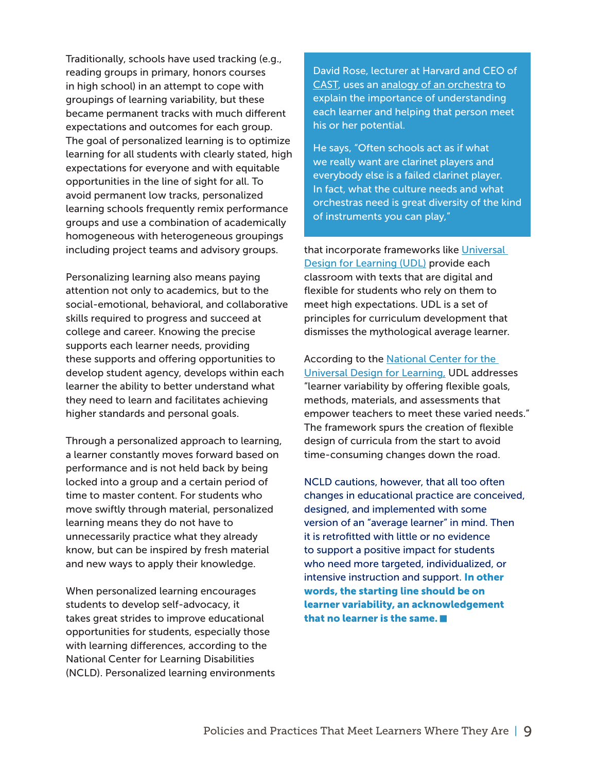Traditionally, schools have used tracking (e.g., reading groups in primary, honors courses in high school) in an attempt to cope with groupings of learning variability, but these became permanent tracks with much different expectations and outcomes for each group. The goal of personalized learning is to optimize learning for all students with clearly stated, high expectations for everyone and with equitable opportunities in the line of sight for all. To avoid permanent low tracks, personalized learning schools frequently remix performance groups and use a combination of academically homogeneous with heterogeneous groupings including project teams and advisory groups.

Personalizing learning also means paying attention not only to academics, but to the social-emotional, behavioral, and collaborative skills required to progress and succeed at college and career. Knowing the precise supports each learner needs, providing these supports and offering opportunities to develop student agency, develops within each learner the ability to better understand what they need to learn and facilitates achieving higher standards and personal goals.

Through a personalized approach to learning, a learner constantly moves forward based on performance and is not held back by being locked into a group and a certain period of time to master content. For students who move swiftly through material, personalized learning means they do not have to unnecessarily practice what they already know, but can be inspired by fresh material and new ways to apply their knowledge.

When personalized learning encourages students to develop self-advocacy, it takes great strides to improve educational opportunities for students, especially those with learning differences, according to the National Center for Learning Disabilities (NCLD). Personalized learning environments that incorporate frameworks like Universal Design for Learning (UDL) provide each classroom with texts that are digital and flexible for students who rely on them to meet high expectations. UDL is a set of principles for curriculum development that dismisses the mythological average learner.

> David Rose, lecturer at Harvard and CEO of CAST, uses an analogy of an orchestra to explain the importance of understanding each learner and helping that person meet his or her potential.
>
> He says, "Often schools act as if what we really want are clarinet players and everybody else is a failed clarinet player. In fact, what the culture needs and what orchestras need is great diversity of the kind of instruments you can play,"

According to the National Center for the Universal Design for Learning, UDL addresses "learner variability by offering flexible goals, methods, materials, and assessments that empower teachers to meet these varied needs." The framework spurs the creation of flexible design of curricula from the start to avoid time-consuming changes down the road.

NCLD cautions, however, that all too often changes in educational practice are conceived, designed, and implemented with some version of an "average learner" in mind. Then it is retrofitted with little or no evidence to support a positive impact for students who need more targeted, individualized, or intensive instruction and support. **In other words, the starting line should be on learner variability, an acknowledgement that no learner is the same.**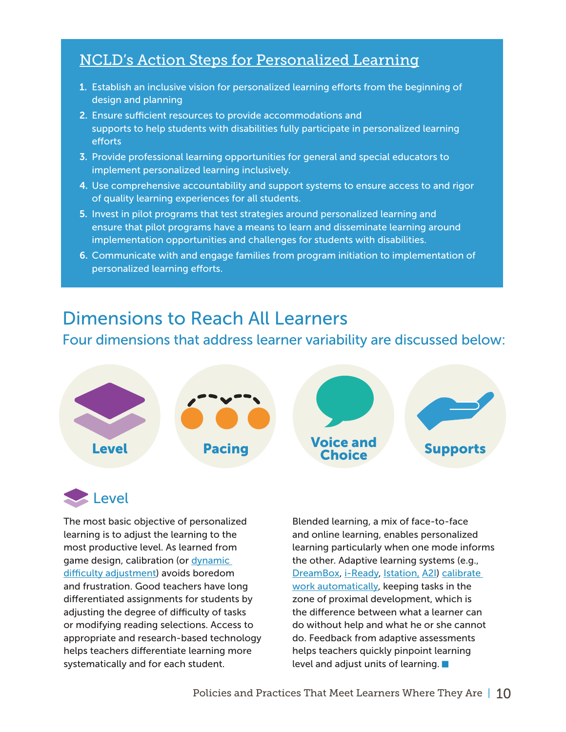## NCLD's Action Steps for Personalized Learning

1. Establish an inclusive vision for personalized learning efforts from the beginning of design and planning
2. Ensure sufficient resources to provide accommodations and supports to help students with disabilities fully participate in personalized learning efforts
3. Provide professional learning opportunities for general and special educators to implement personalized learning inclusively.
4. Use comprehensive accountability and support systems to ensure access to and rigor of quality learning experiences for all students.
5. Invest in pilot programs that test strategies around personalized learning and ensure that pilot programs have a means to learn and disseminate learning around implementation opportunities and challenges for students with disabilities.
6. Communicate with and engage families from program initiation to implementation of personalized learning efforts.

# Dimensions to Reach All Learners

## Four dimensions that address learner variability are discussed below:

**Level** | **Pacing** | **Voice and Choice** | **Supports**

### Level

The most basic objective of personalized learning is to adjust the learning to the most productive level. As learned from game design, calibration (or dynamic difficulty adjustment) avoids boredom and frustration. Good teachers have long differentiated assignments for students by adjusting the degree of difficulty of tasks or modifying reading selections. Access to appropriate and research-based technology helps teachers differentiate learning more systematically and for each student.

Blended learning, a mix of face-to-face and online learning, enables personalized learning particularly when one mode informs the other. Adaptive learning systems (e.g., DreamBox, i-Ready, Istation, A2I) calibrate work automatically, keeping tasks in the zone of proximal development, which is the difference between what a learner can do without help and what he or she cannot do. Feedback from adaptive assessments helps teachers quickly pinpoint learning level and adjust units of learning.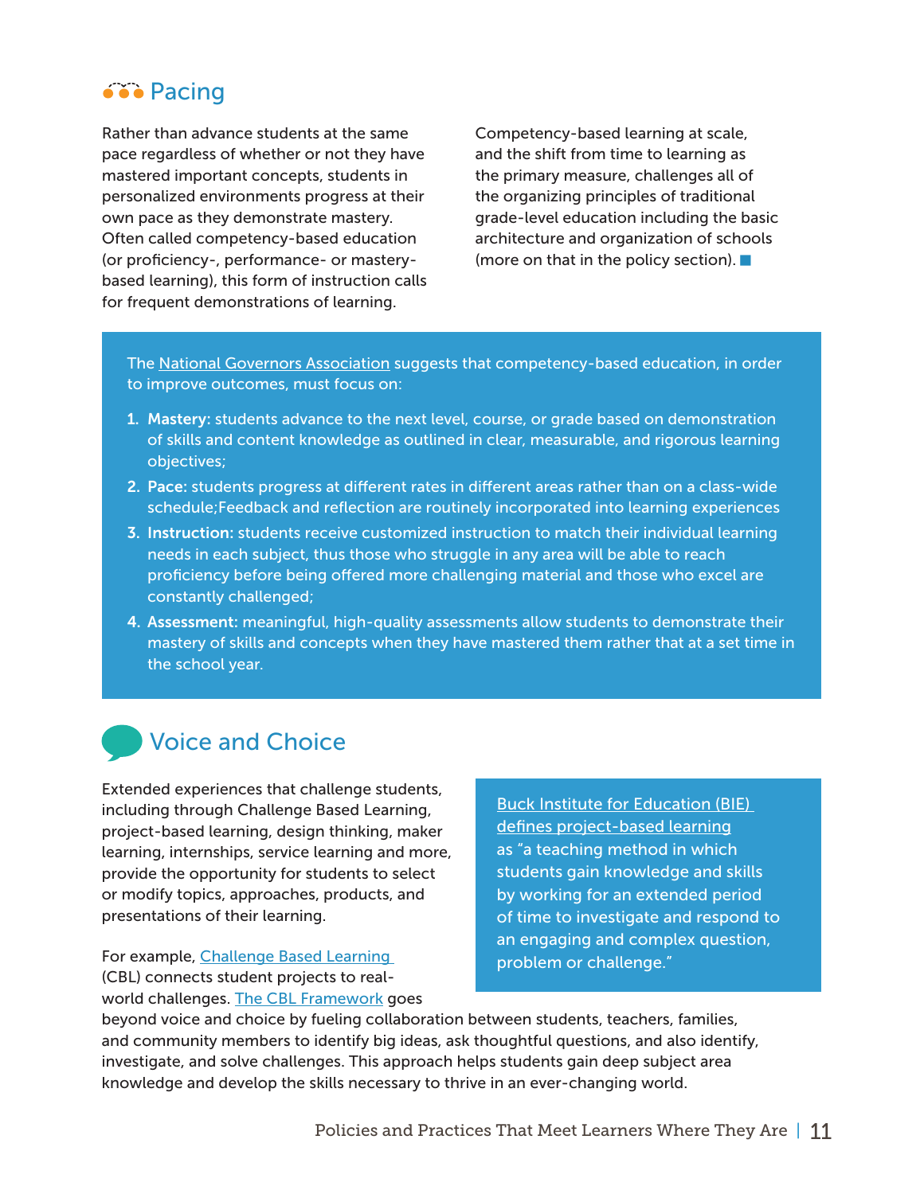## Pacing

Rather than advance students at the same pace regardless of whether or not they have mastered important concepts, students in personalized environments progress at their own pace as they demonstrate mastery. Often called competency-based education (or proficiency-, performance- or mastery-based learning), this form of instruction calls for frequent demonstrations of learning.

Competency-based learning at scale, and the shift from time to learning as the primary measure, challenges all of the organizing principles of traditional grade-level education including the basic architecture and organization of schools (more on that in the policy section).

The National Governors Association suggests that competency-based education, in order to improve outcomes, must focus on:

1. **Mastery:** students advance to the next level, course, or grade based on demonstration of skills and content knowledge as outlined in clear, measurable, and rigorous learning objectives;
2. **Pace:** students progress at different rates in different areas rather than on a class-wide schedule;Feedback and reflection are routinely incorporated into learning experiences
3. **Instruction:** students receive customized instruction to match their individual learning needs in each subject, thus those who struggle in any area will be able to reach proficiency before being offered more challenging material and those who excel are constantly challenged;
4. **Assessment:** meaningful, high-quality assessments allow students to demonstrate their mastery of skills and concepts when they have mastered them rather that at a set time in the school year.

## Voice and Choice

Extended experiences that challenge students, including through Challenge Based Learning, project-based learning, design thinking, maker learning, internships, service learning and more, provide the opportunity for students to select or modify topics, approaches, products, and presentations of their learning.

For example, Challenge Based Learning (CBL) connects student projects to real-world challenges. The CBL Framework goes beyond voice and choice by fueling collaboration between students, teachers, families, and community members to identify big ideas, ask thoughtful questions, and also identify, investigate, and solve challenges. This approach helps students gain deep subject area knowledge and develop the skills necessary to thrive in an ever-changing world.

Buck Institute for Education (BIE) defines project-based learning as "a teaching method in which students gain knowledge and skills by working for an extended period of time to investigate and respond to an engaging and complex question, problem or challenge."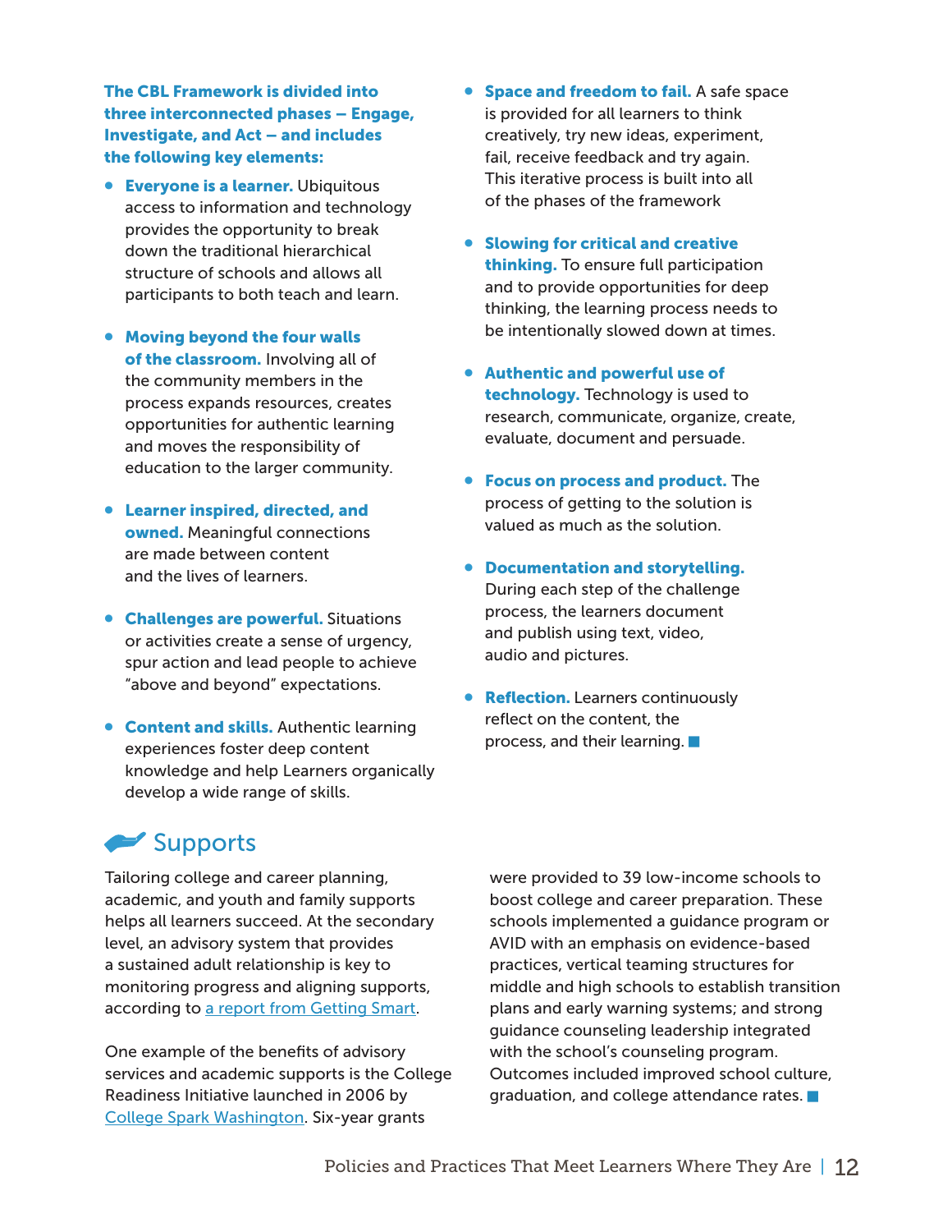**The CBL Framework is divided into three interconnected phases – Engage, Investigate, and Act – and includes the following key elements:**

- **Everyone is a learner.** Ubiquitous access to information and technology provides the opportunity to break down the traditional hierarchical structure of schools and allows all participants to both teach and learn.
- **Moving beyond the four walls of the classroom.** Involving all of the community members in the process expands resources, creates opportunities for authentic learning and moves the responsibility of education to the larger community.
- **Learner inspired, directed, and owned.** Meaningful connections are made between content and the lives of learners.
- **Challenges are powerful.** Situations or activities create a sense of urgency, spur action and lead people to achieve "above and beyond" expectations.
- **Content and skills.** Authentic learning experiences foster deep content knowledge and help Learners organically develop a wide range of skills.
- **Space and freedom to fail.** A safe space is provided for all learners to think creatively, try new ideas, experiment, fail, receive feedback and try again. This iterative process is built into all of the phases of the framework
- **Slowing for critical and creative thinking.** To ensure full participation and to provide opportunities for deep thinking, the learning process needs to be intentionally slowed down at times.
- **Authentic and powerful use of technology.** Technology is used to research, communicate, organize, create, evaluate, document and persuade.
- **Focus on process and product.** The process of getting to the solution is valued as much as the solution.
- **Documentation and storytelling.** During each step of the challenge process, the learners document and publish using text, video, audio and pictures.
- **Reflection.** Learners continuously reflect on the content, the process, and their learning.

## Supports

Tailoring college and career planning, academic, and youth and family supports helps all learners succeed. At the secondary level, an advisory system that provides a sustained adult relationship is key to monitoring progress and aligning supports, according to [a report from Getting Smart](#).

One example of the benefits of advisory services and academic supports is the College Readiness Initiative launched in 2006 by [College Spark Washington](#). Six-year grants were provided to 39 low-income schools to boost college and career preparation. These schools implemented a guidance program or AVID with an emphasis on evidence-based practices, vertical teaming structures for middle and high schools to establish transition plans and early warning systems; and strong guidance counseling leadership integrated with the school's counseling program. Outcomes included improved school culture, graduation, and college attendance rates.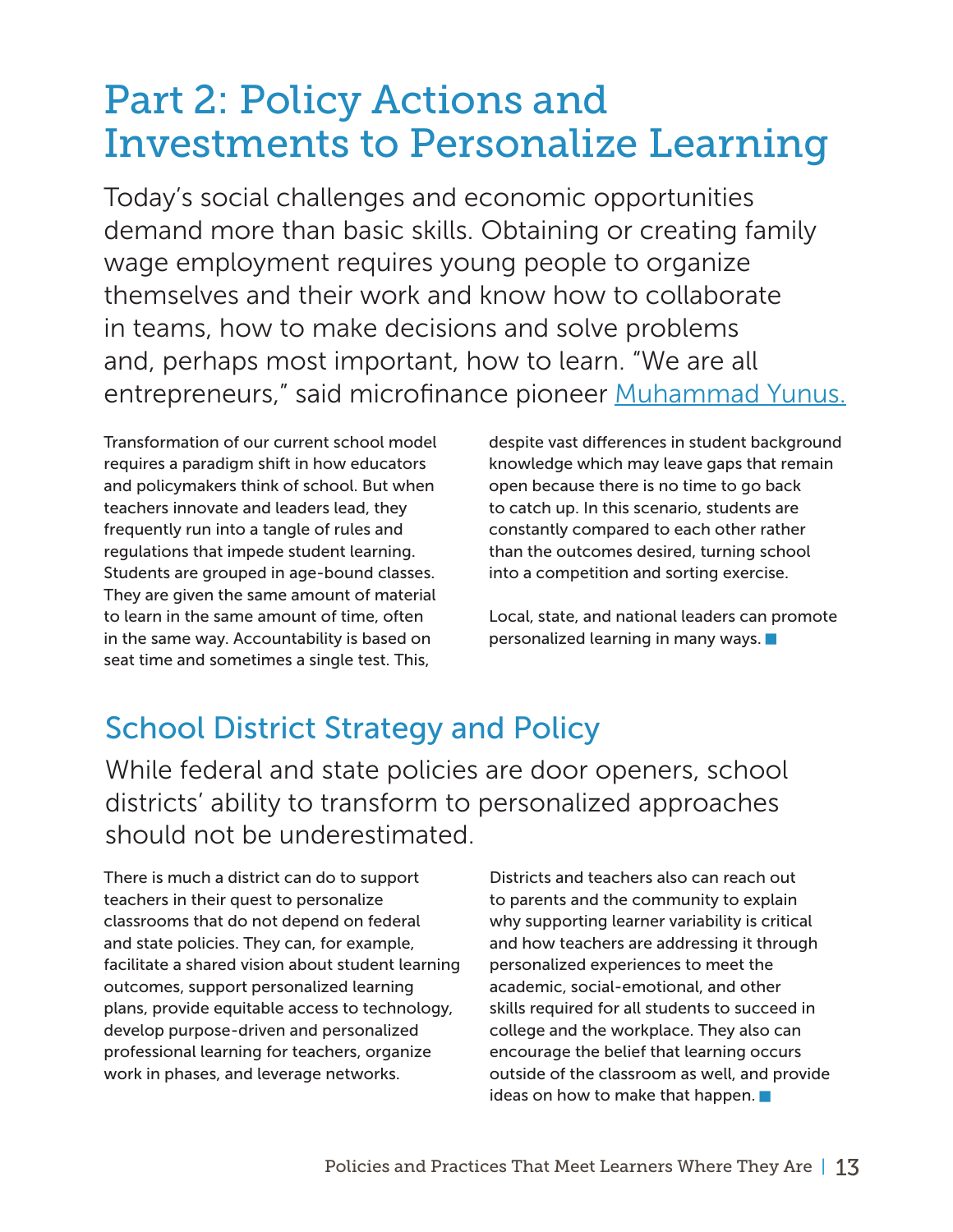# Part 2: Policy Actions and Investments to Personalize Learning

Today's social challenges and economic opportunities demand more than basic skills. Obtaining or creating family wage employment requires young people to organize themselves and their work and know how to collaborate in teams, how to make decisions and solve problems and, perhaps most important, how to learn. "We are all entrepreneurs," said microfinance pioneer Muhammad Yunus.

Transformation of our current school model requires a paradigm shift in how educators and policymakers think of school. But when teachers innovate and leaders lead, they frequently run into a tangle of rules and regulations that impede student learning. Students are grouped in age-bound classes. They are given the same amount of material to learn in the same amount of time, often in the same way. Accountability is based on seat time and sometimes a single test. This, despite vast differences in student background knowledge which may leave gaps that remain open because there is no time to go back to catch up. In this scenario, students are constantly compared to each other rather than the outcomes desired, turning school into a competition and sorting exercise.

Local, state, and national leaders can promote personalized learning in many ways. ■

## School District Strategy and Policy

While federal and state policies are door openers, school districts' ability to transform to personalized approaches should not be underestimated.

There is much a district can do to support teachers in their quest to personalize classrooms that do not depend on federal and state policies. They can, for example, facilitate a shared vision about student learning outcomes, support personalized learning plans, provide equitable access to technology, develop purpose-driven and personalized professional learning for teachers, organize work in phases, and leverage networks.

Districts and teachers also can reach out to parents and the community to explain why supporting learner variability is critical and how teachers are addressing it through personalized experiences to meet the academic, social-emotional, and other skills required for all students to succeed in college and the workplace. They also can encourage the belief that learning occurs outside of the classroom as well, and provide ideas on how to make that happen. ■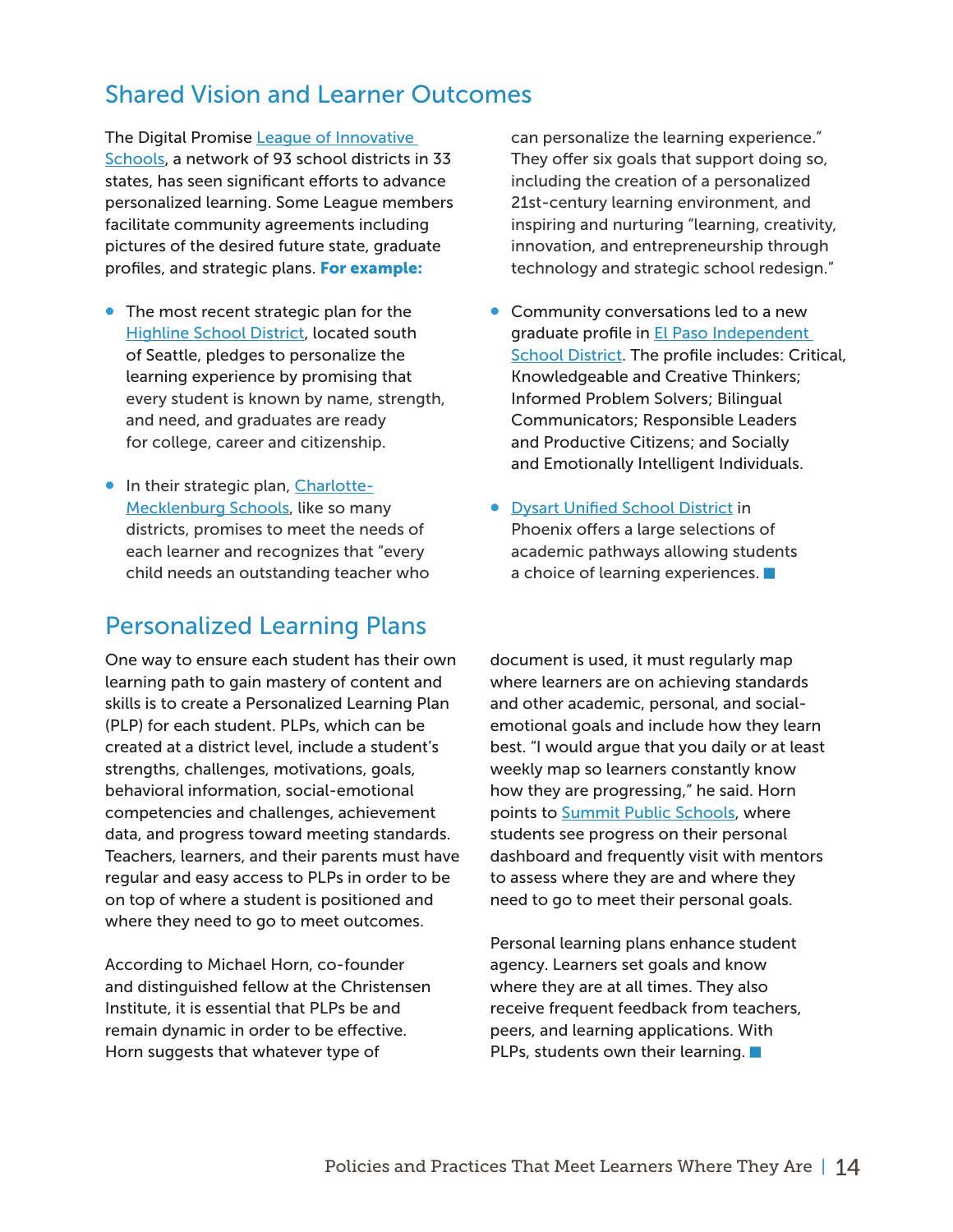## Shared Vision and Learner Outcomes

The Digital Promise League of Innovative Schools, a network of 93 school districts in 33 states, has seen significant efforts to advance personalized learning. Some League members facilitate community agreements including pictures of the desired future state, graduate profiles, and strategic plans. **For example:**

- The most recent strategic plan for the Highline School District, located south of Seattle, pledges to personalize the learning experience by promising that every student is known by name, strength, and need, and graduates are ready for college, career and citizenship.
- In their strategic plan, Charlotte-Mecklenburg Schools, like so many districts, promises to meet the needs of each learner and recognizes that "every child needs an outstanding teacher who can personalize the learning experience." They offer six goals that support doing so, including the creation of a personalized 21st-century learning environment, and inspiring and nurturing "learning, creativity, innovation, and entrepreneurship through technology and strategic school redesign."
- Community conversations led to a new graduate profile in El Paso Independent School District. The profile includes: Critical, Knowledgeable and Creative Thinkers; Informed Problem Solvers; Bilingual Communicators; Responsible Leaders and Productive Citizens; and Socially and Emotionally Intelligent Individuals.
- Dysart Unified School District in Phoenix offers a large selections of academic pathways allowing students a choice of learning experiences. ■

## Personalized Learning Plans

One way to ensure each student has their own learning path to gain mastery of content and skills is to create a Personalized Learning Plan (PLP) for each student. PLPs, which can be created at a district level, include a student's strengths, challenges, motivations, goals, behavioral information, social-emotional competencies and challenges, achievement data, and progress toward meeting standards. Teachers, learners, and their parents must have regular and easy access to PLPs in order to be on top of where a student is positioned and where they need to go to meet outcomes.

According to Michael Horn, co-founder and distinguished fellow at the Christensen Institute, it is essential that PLPs be and remain dynamic in order to be effective. Horn suggests that whatever type of document is used, it must regularly map where learners are on achieving standards and other academic, personal, and social-emotional goals and include how they learn best. "I would argue that you daily or at least weekly map so learners constantly know how they are progressing," he said. Horn points to Summit Public Schools, where students see progress on their personal dashboard and frequently visit with mentors to assess where they are and where they need to go to meet their personal goals.

Personal learning plans enhance student agency. Learners set goals and know where they are at all times. They also receive frequent feedback from teachers, peers, and learning applications. With PLPs, students own their learning. ■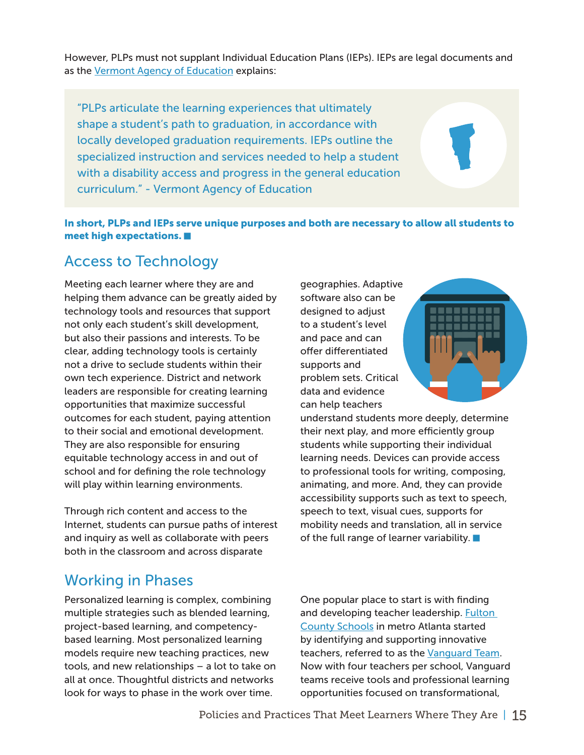However, PLPs must not supplant Individual Education Plans (IEPs). IEPs are legal documents and as the Vermont Agency of Education explains:

> "PLPs articulate the learning experiences that ultimately shape a student's path to graduation, in accordance with locally developed graduation requirements. IEPs outline the specialized instruction and services needed to help a student with a disability access and progress in the general education curriculum." - Vermont Agency of Education

**In short, PLPs and IEPs serve unique purposes and both are necessary to allow all students to meet high expectations.**

## Access to Technology

Meeting each learner where they are and helping them advance can be greatly aided by technology tools and resources that support not only each student's skill development, but also their passions and interests. To be clear, adding technology tools is certainly not a drive to seclude students within their own tech experience. District and network leaders are responsible for creating learning opportunities that maximize successful outcomes for each student, paying attention to their social and emotional development. They are also responsible for ensuring equitable technology access in and out of school and for defining the role technology will play within learning environments.

Through rich content and access to the Internet, students can pursue paths of interest and inquiry as well as collaborate with peers both in the classroom and across disparate geographies. Adaptive software also can be designed to adjust to a student's level and pace and can offer differentiated supports and problem sets. Critical data and evidence can help teachers understand students more deeply, determine their next play, and more efficiently group students while supporting their individual learning needs. Devices can provide access to professional tools for writing, composing, animating, and more. And, they can provide accessibility supports such as text to speech, speech to text, visual cues, supports for mobility needs and translation, all in service of the full range of learner variability.

## Working in Phases

Personalized learning is complex, combining multiple strategies such as blended learning, project-based learning, and competency-based learning. Most personalized learning models require new teaching practices, new tools, and new relationships – a lot to take on all at once. Thoughtful districts and networks look for ways to phase in the work over time.

One popular place to start is with finding and developing teacher leadership. Fulton County Schools in metro Atlanta started by identifying and supporting innovative teachers, referred to as the Vanguard Team. Now with four teachers per school, Vanguard teams receive tools and professional learning opportunities focused on transformational,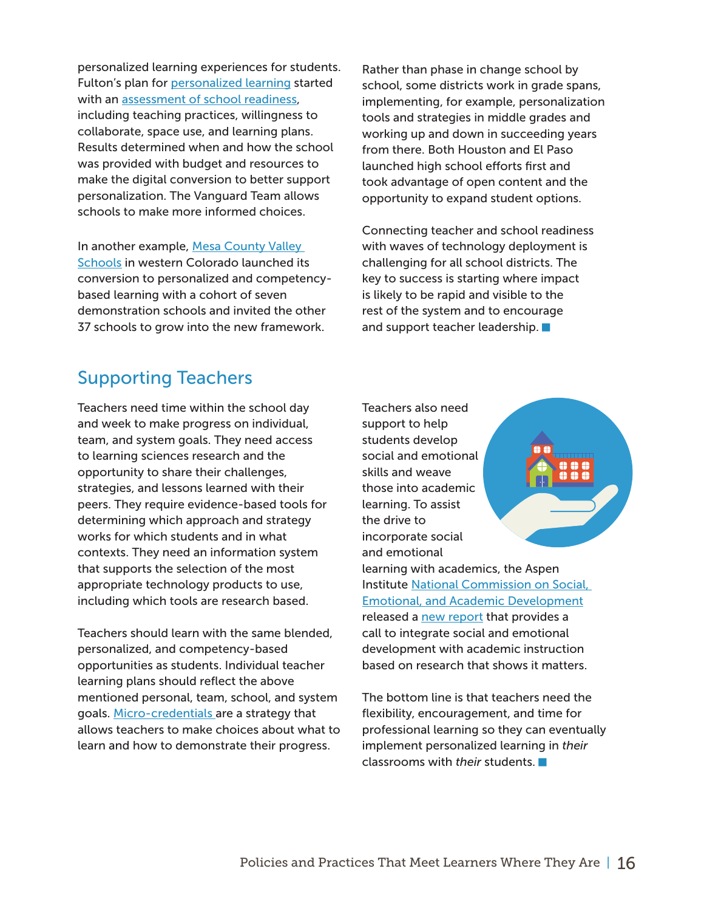personalized learning experiences for students. Fulton's plan for personalized learning started with an assessment of school readiness, including teaching practices, willingness to collaborate, space use, and learning plans. Results determined when and how the school was provided with budget and resources to make the digital conversion to better support personalization. The Vanguard Team allows schools to make more informed choices.

In another example, Mesa County Valley Schools in western Colorado launched its conversion to personalized and competency-based learning with a cohort of seven demonstration schools and invited the other 37 schools to grow into the new framework.

Rather than phase in change school by school, some districts work in grade spans, implementing, for example, personalization tools and strategies in middle grades and working up and down in succeeding years from there. Both Houston and El Paso launched high school efforts first and took advantage of open content and the opportunity to expand student options.

Connecting teacher and school readiness with waves of technology deployment is challenging for all school districts. The key to success is starting where impact is likely to be rapid and visible to the rest of the system and to encourage and support teacher leadership.

## Supporting Teachers

Teachers need time within the school day and week to make progress on individual, team, and system goals. They need access to learning sciences research and the opportunity to share their challenges, strategies, and lessons learned with their peers. They require evidence-based tools for determining which approach and strategy works for which students and in what contexts. They need an information system that supports the selection of the most appropriate technology products to use, including which tools are research based.

Teachers should learn with the same blended, personalized, and competency-based opportunities as students. Individual teacher learning plans should reflect the above mentioned personal, team, school, and system goals. Micro-credentials are a strategy that allows teachers to make choices about what to learn and how to demonstrate their progress.

Teachers also need support to help students develop social and emotional skills and weave those into academic learning. To assist the drive to incorporate social and emotional learning with academics, the Aspen Institute National Commission on Social, Emotional, and Academic Development released a new report that provides a call to integrate social and emotional development with academic instruction based on research that shows it matters.

The bottom line is that teachers need the flexibility, encouragement, and time for professional learning so they can eventually implement personalized learning in *their* classrooms with *their* students.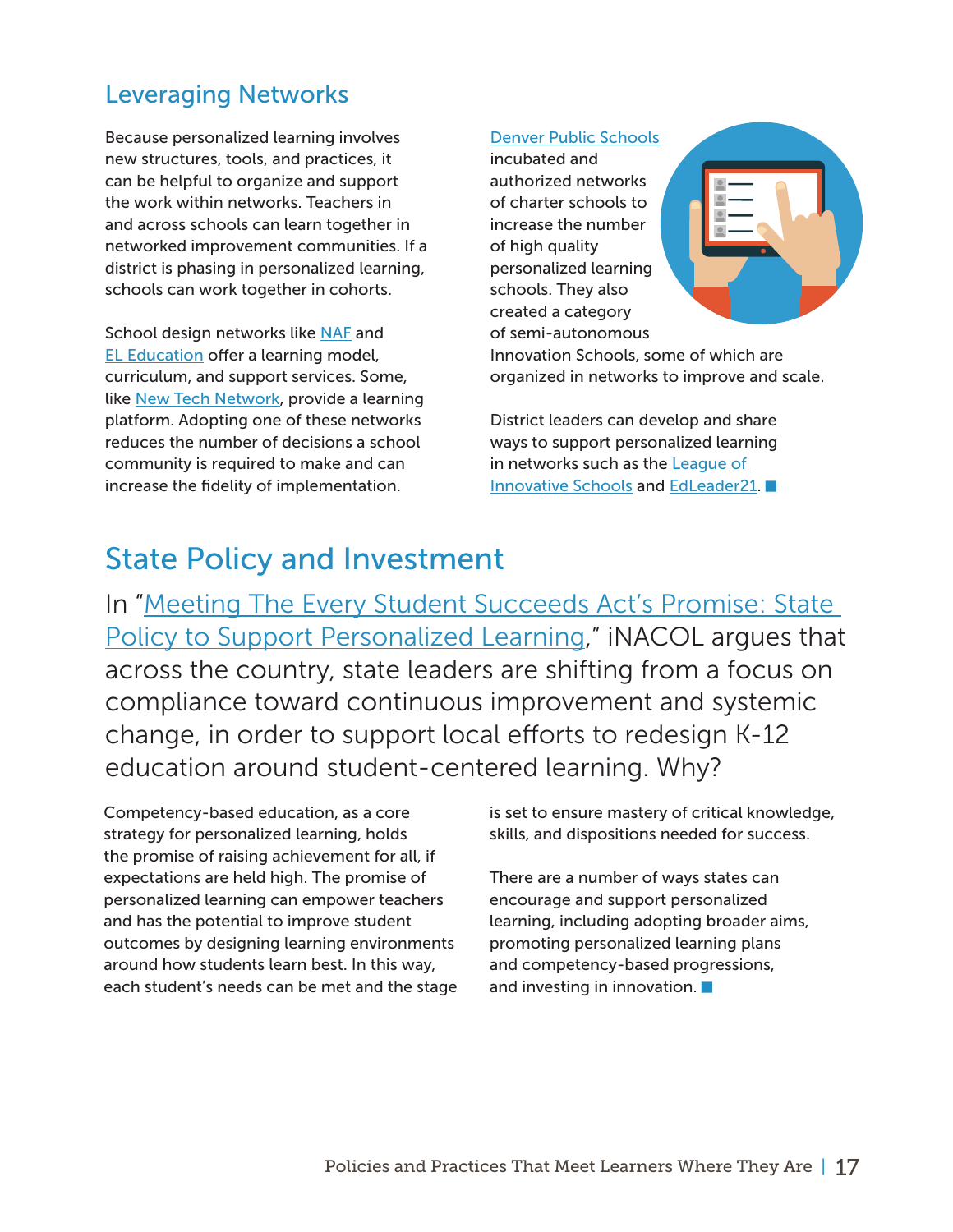## Leveraging Networks

Because personalized learning involves new structures, tools, and practices, it can be helpful to organize and support the work within networks. Teachers in and across schools can learn together in networked improvement communities. If a district is phasing in personalized learning, schools can work together in cohorts.

School design networks like NAF and EL Education offer a learning model, curriculum, and support services. Some, like New Tech Network, provide a learning platform. Adopting one of these networks reduces the number of decisions a school community is required to make and can increase the fidelity of implementation.

Denver Public Schools incubated and authorized networks of charter schools to increase the number of high quality personalized learning schools. They also created a category of semi-autonomous Innovation Schools, some of which are organized in networks to improve and scale.

District leaders can develop and share ways to support personalized learning in networks such as the League of Innovative Schools and EdLeader21. ■

# State Policy and Investment

In "Meeting The Every Student Succeeds Act's Promise: State Policy to Support Personalized Learning," iNACOL argues that across the country, state leaders are shifting from a focus on compliance toward continuous improvement and systemic change, in order to support local efforts to redesign K-12 education around student-centered learning. Why?

Competency-based education, as a core strategy for personalized learning, holds the promise of raising achievement for all, if expectations are held high. The promise of personalized learning can empower teachers and has the potential to improve student outcomes by designing learning environments around how students learn best. In this way, each student's needs can be met and the stage is set to ensure mastery of critical knowledge, skills, and dispositions needed for success.

There are a number of ways states can encourage and support personalized learning, including adopting broader aims, promoting personalized learning plans and competency-based progressions, and investing in innovation. ■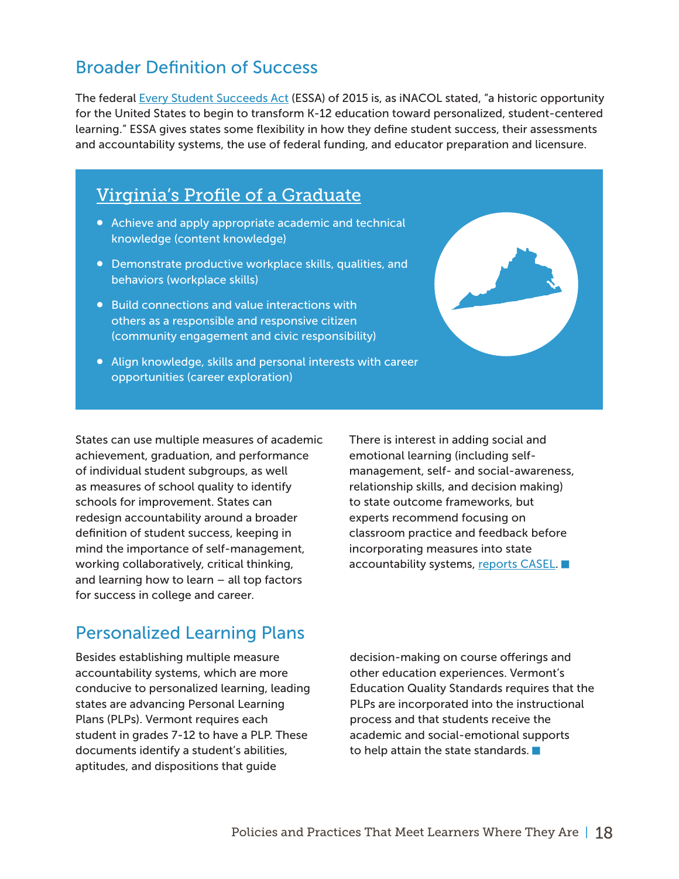## Broader Definition of Success

The federal Every Student Succeeds Act (ESSA) of 2015 is, as iNACOL stated, "a historic opportunity for the United States to begin to transform K-12 education toward personalized, student-centered learning." ESSA gives states some flexibility in how they define student success, their assessments and accountability systems, the use of federal funding, and educator preparation and licensure.

### Virginia's Profile of a Graduate

- Achieve and apply appropriate academic and technical knowledge (content knowledge)
- Demonstrate productive workplace skills, qualities, and behaviors (workplace skills)
- Build connections and value interactions with others as a responsible and responsive citizen (community engagement and civic responsibility)
- Align knowledge, skills and personal interests with career opportunities (career exploration)

States can use multiple measures of academic achievement, graduation, and performance of individual student subgroups, as well as measures of school quality to identify schools for improvement. States can redesign accountability around a broader definition of student success, keeping in mind the importance of self-management, working collaboratively, critical thinking, and learning how to learn – all top factors for success in college and career.

There is interest in adding social and emotional learning (including self-management, self- and social-awareness, relationship skills, and decision making) to state outcome frameworks, but experts recommend focusing on classroom practice and feedback before incorporating measures into state accountability systems, reports CASEL. ■

## Personalized Learning Plans

Besides establishing multiple measure accountability systems, which are more conducive to personalized learning, leading states are advancing Personal Learning Plans (PLPs). Vermont requires each student in grades 7-12 to have a PLP. These documents identify a student's abilities, aptitudes, and dispositions that guide decision-making on course offerings and other education experiences. Vermont's Education Quality Standards requires that the PLPs are incorporated into the instructional process and that students receive the academic and social-emotional supports to help attain the state standards. ■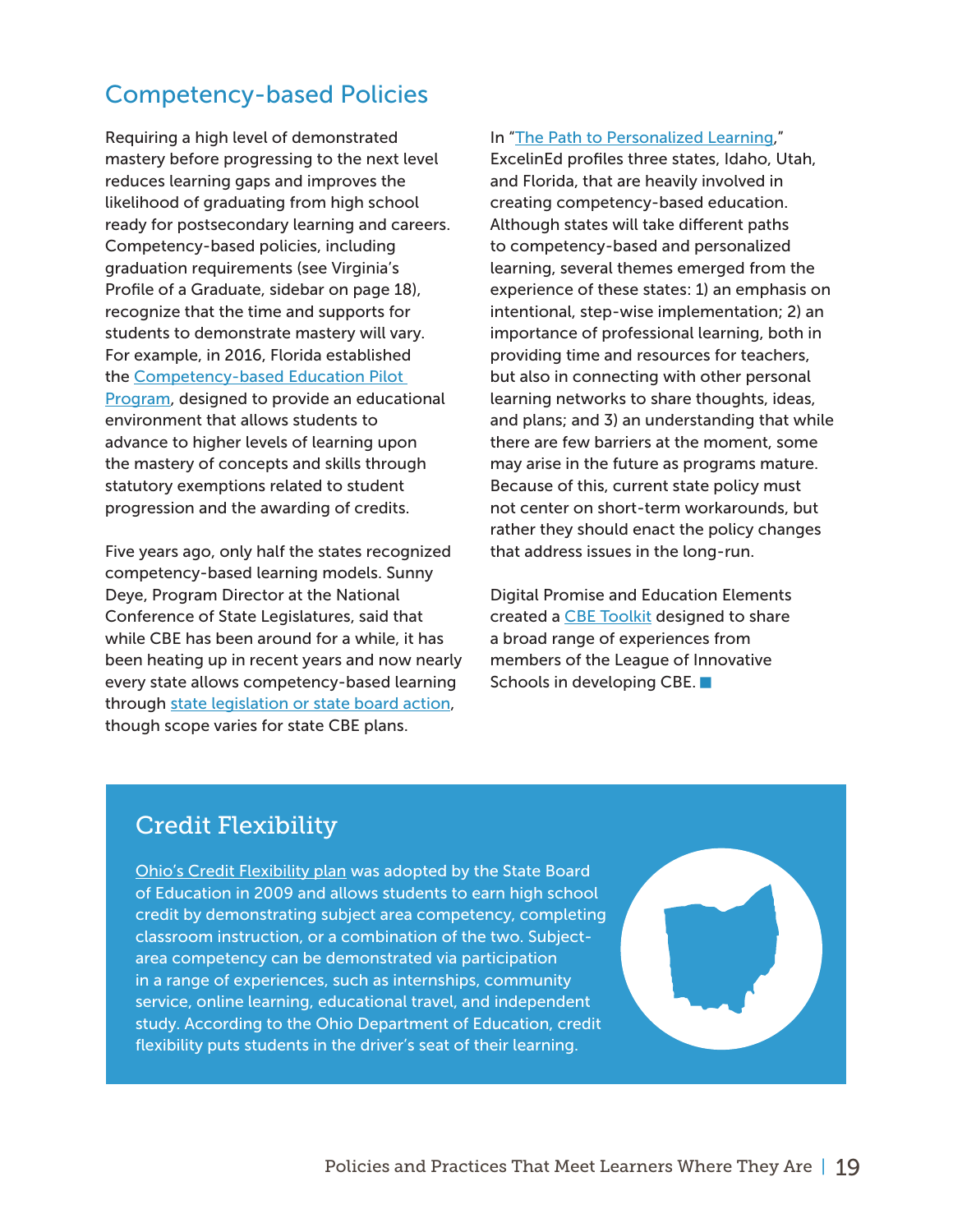## Competency-based Policies

Requiring a high level of demonstrated mastery before progressing to the next level reduces learning gaps and improves the likelihood of graduating from high school ready for postsecondary learning and careers. Competency-based policies, including graduation requirements (see Virginia's Profile of a Graduate, sidebar on page 18), recognize that the time and supports for students to demonstrate mastery will vary. For example, in 2016, Florida established the Competency-based Education Pilot Program, designed to provide an educational environment that allows students to advance to higher levels of learning upon the mastery of concepts and skills through statutory exemptions related to student progression and the awarding of credits.

Five years ago, only half the states recognized competency-based learning models. Sunny Deye, Program Director at the National Conference of State Legislatures, said that while CBE has been around for a while, it has been heating up in recent years and now nearly every state allows competency-based learning through state legislation or state board action, though scope varies for state CBE plans.

In "The Path to Personalized Learning," ExcelinEd profiles three states, Idaho, Utah, and Florida, that are heavily involved in creating competency-based education. Although states will take different paths to competency-based and personalized learning, several themes emerged from the experience of these states: 1) an emphasis on intentional, step-wise implementation; 2) an importance of professional learning, both in providing time and resources for teachers, but also in connecting with other personal learning networks to share thoughts, ideas, and plans; and 3) an understanding that while there are few barriers at the moment, some may arise in the future as programs mature. Because of this, current state policy must not center on short-term workarounds, but rather they should enact the policy changes that address issues in the long-run.

Digital Promise and Education Elements created a CBE Toolkit designed to share a broad range of experiences from members of the League of Innovative Schools in developing CBE.

### Credit Flexibility

Ohio's Credit Flexibility plan was adopted by the State Board of Education in 2009 and allows students to earn high school credit by demonstrating subject area competency, completing classroom instruction, or a combination of the two. Subject-area competency can be demonstrated via participation in a range of experiences, such as internships, community service, online learning, educational travel, and independent study. According to the Ohio Department of Education, credit flexibility puts students in the driver's seat of their learning.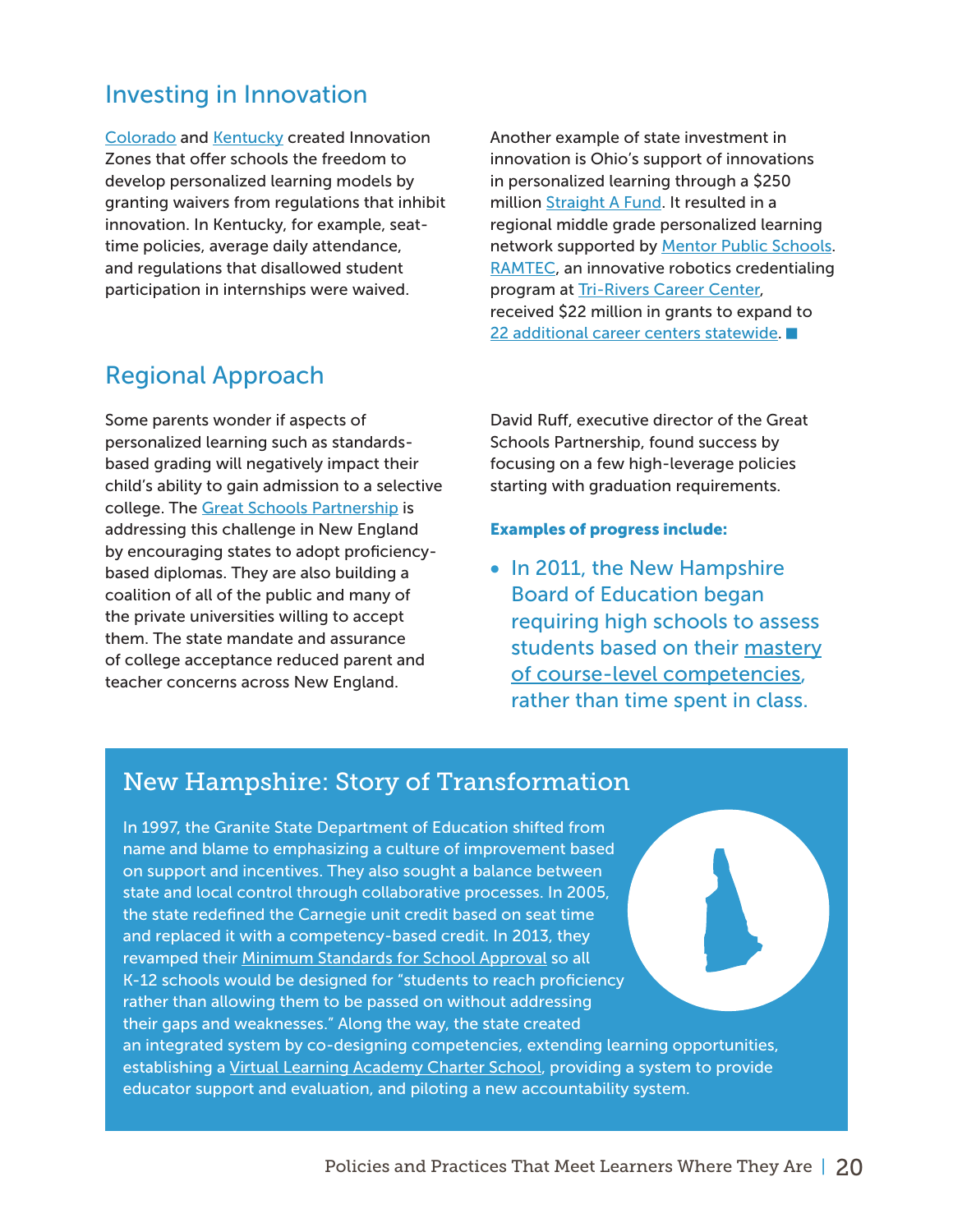## Investing in Innovation

Colorado and Kentucky created Innovation Zones that offer schools the freedom to develop personalized learning models by granting waivers from regulations that inhibit innovation. In Kentucky, for example, seat-time policies, average daily attendance, and regulations that disallowed student participation in internships were waived.

Another example of state investment in innovation is Ohio's support of innovations in personalized learning through a $250 million Straight A Fund. It resulted in a regional middle grade personalized learning network supported by Mentor Public Schools. RAMTEC, an innovative robotics credentialing program at Tri-Rivers Career Center, received $22 million in grants to expand to 22 additional career centers statewide.

## Regional Approach

Some parents wonder if aspects of personalized learning such as standards-based grading will negatively impact their child's ability to gain admission to a selective college. The Great Schools Partnership is addressing this challenge in New England by encouraging states to adopt proficiency-based diplomas. They are also building a coalition of all of the public and many of the private universities willing to accept them. The state mandate and assurance of college acceptance reduced parent and teacher concerns across New England.

David Ruff, executive director of the Great Schools Partnership, found success by focusing on a few high-leverage policies starting with graduation requirements.

**Examples of progress include:**

- In 2011, the New Hampshire Board of Education began requiring high schools to assess students based on their mastery of course-level competencies, rather than time spent in class.

## New Hampshire: Story of Transformation

In 1997, the Granite State Department of Education shifted from name and blame to emphasizing a culture of improvement based on support and incentives. They also sought a balance between state and local control through collaborative processes. In 2005, the state redefined the Carnegie unit credit based on seat time and replaced it with a competency-based credit. In 2013, they revamped their Minimum Standards for School Approval so all K-12 schools would be designed for "students to reach proficiency rather than allowing them to be passed on without addressing their gaps and weaknesses." Along the way, the state created an integrated system by co-designing competencies, extending learning opportunities, establishing a Virtual Learning Academy Charter School, providing a system to provide educator support and evaluation, and piloting a new accountability system.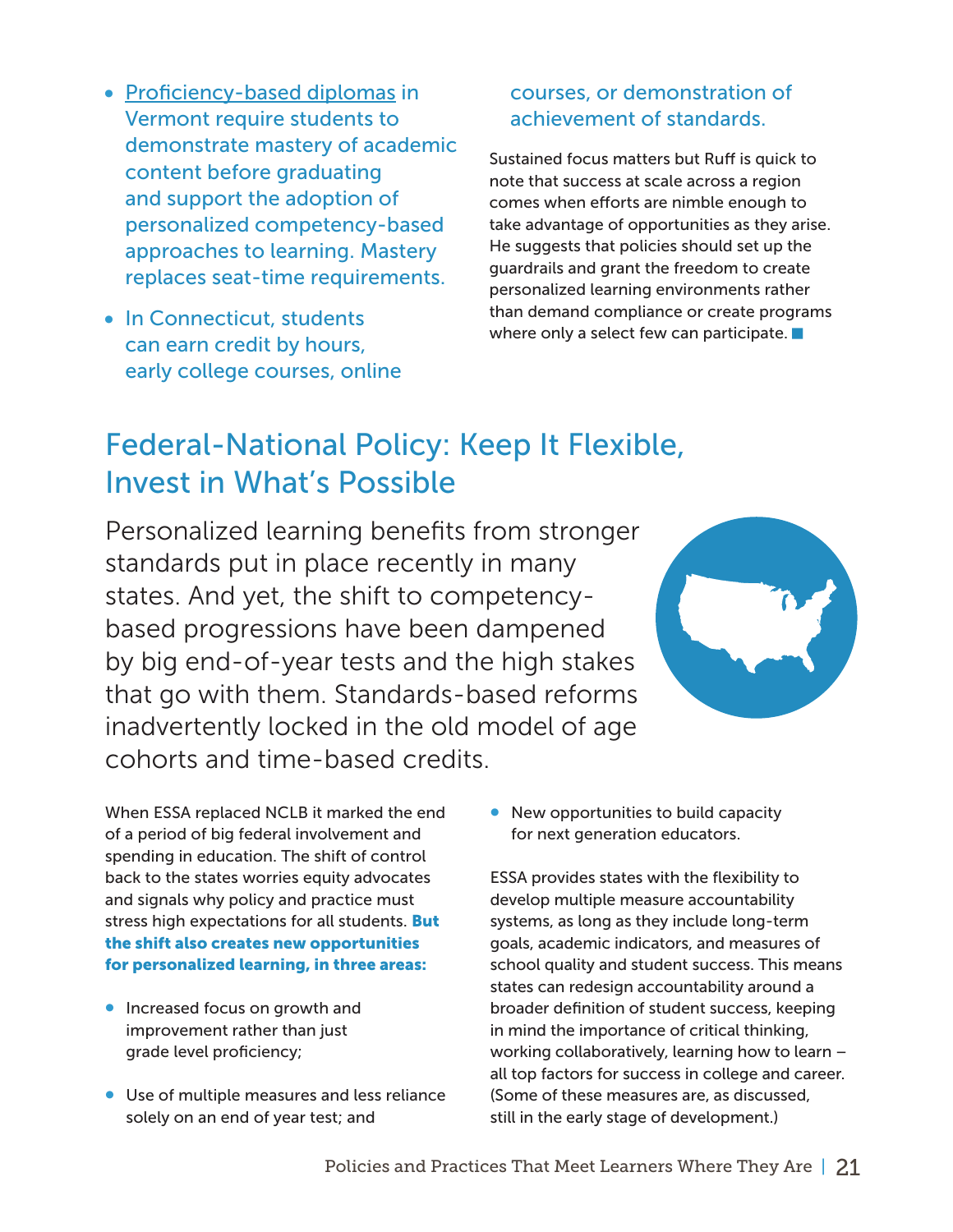- Proficiency-based diplomas in Vermont require students to demonstrate mastery of academic content before graduating and support the adoption of personalized competency-based approaches to learning. Mastery replaces seat-time requirements.
- In Connecticut, students can earn credit by hours, early college courses, online courses, or demonstration of achievement of standards.

Sustained focus matters but Ruff is quick to note that success at scale across a region comes when efforts are nimble enough to take advantage of opportunities as they arise. He suggests that policies should set up the guardrails and grant the freedom to create personalized learning environments rather than demand compliance or create programs where only a select few can participate. ■

## Federal-National Policy: Keep It Flexible, Invest in What's Possible

Personalized learning benefits from stronger standards put in place recently in many states. And yet, the shift to competency-based progressions have been dampened by big end-of-year tests and the high stakes that go with them. Standards-based reforms inadvertently locked in the old model of age cohorts and time-based credits.

When ESSA replaced NCLB it marked the end of a period of big federal involvement and spending in education. The shift of control back to the states worries equity advocates and signals why policy and practice must stress high expectations for all students. **But the shift also creates new opportunities for personalized learning, in three areas:**

- Increased focus on growth and improvement rather than just grade level proficiency;
- Use of multiple measures and less reliance solely on an end of year test; and
- New opportunities to build capacity for next generation educators.

ESSA provides states with the flexibility to develop multiple measure accountability systems, as long as they include long-term goals, academic indicators, and measures of school quality and student success. This means states can redesign accountability around a broader definition of student success, keeping in mind the importance of critical thinking, working collaboratively, learning how to learn – all top factors for success in college and career. (Some of these measures are, as discussed, still in the early stage of development.)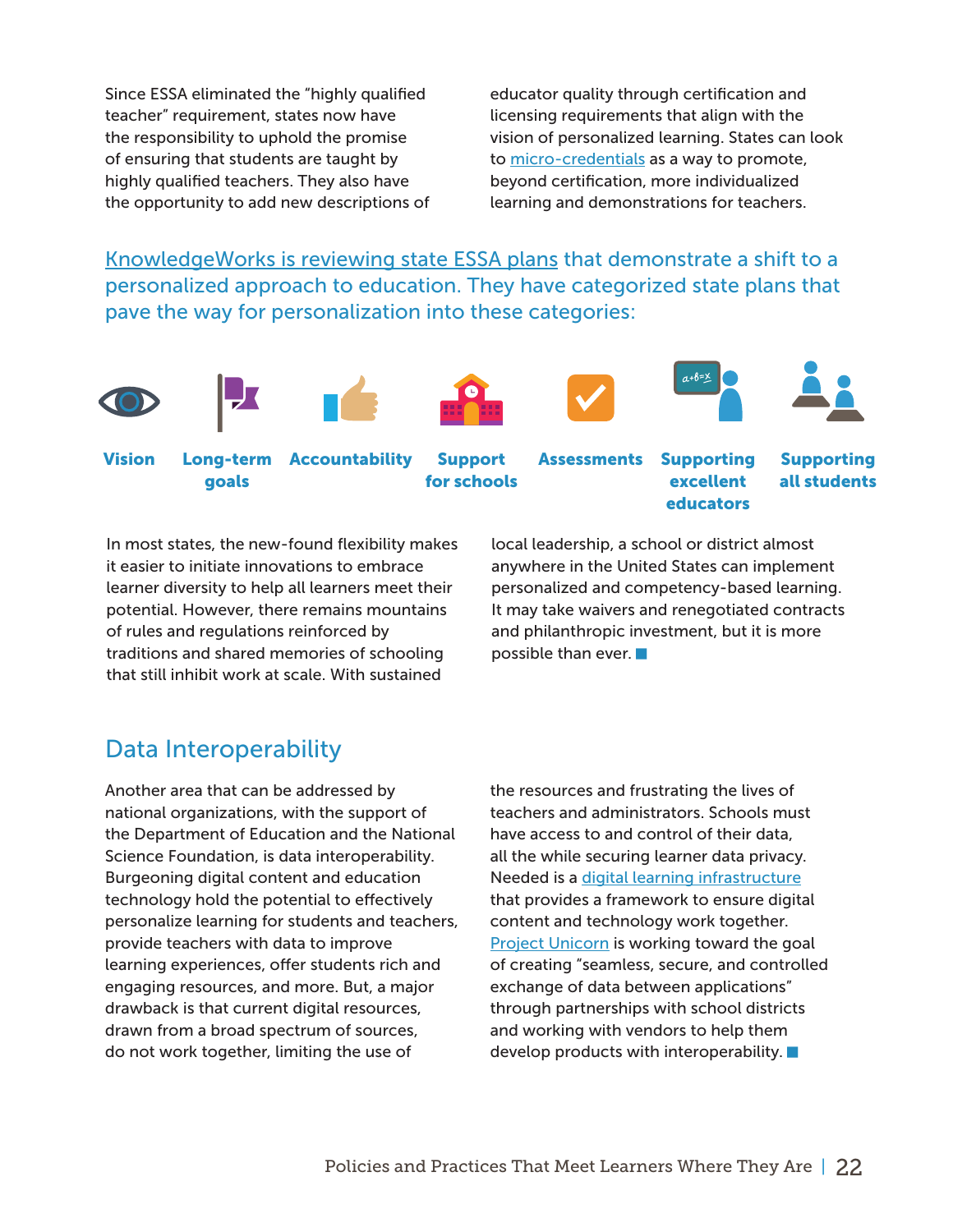Since ESSA eliminated the "highly qualified teacher" requirement, states now have the responsibility to uphold the promise of ensuring that students are taught by highly qualified teachers. They also have the opportunity to add new descriptions of educator quality through certification and licensing requirements that align with the vision of personalized learning. States can look to micro-credentials as a way to promote, beyond certification, more individualized learning and demonstrations for teachers.

KnowledgeWorks is reviewing state ESSA plans that demonstrate a shift to a personalized approach to education. They have categorized state plans that pave the way for personalization into these categories:

- **Vision**
- **Long-term goals**
- **Accountability**
- **Support for schools**
- **Assessments**
- **Supporting excellent educators**
- **Supporting all students**

In most states, the new-found flexibility makes it easier to initiate innovations to embrace learner diversity to help all learners meet their potential. However, there remains mountains of rules and regulations reinforced by traditions and shared memories of schooling that still inhibit work at scale. With sustained local leadership, a school or district almost anywhere in the United States can implement personalized and competency-based learning. It may take waivers and renegotiated contracts and philanthropic investment, but it is more possible than ever.

## Data Interoperability

Another area that can be addressed by national organizations, with the support of the Department of Education and the National Science Foundation, is data interoperability. Burgeoning digital content and education technology hold the potential to effectively personalize learning for students and teachers, provide teachers with data to improve learning experiences, offer students rich and engaging resources, and more. But, a major drawback is that current digital resources, drawn from a broad spectrum of sources, do not work together, limiting the use of the resources and frustrating the lives of teachers and administrators. Schools must have access to and control of their data, all the while securing learner data privacy. Needed is a digital learning infrastructure that provides a framework to ensure digital content and technology work together. Project Unicorn is working toward the goal of creating "seamless, secure, and controlled exchange of data between applications" through partnerships with school districts and working with vendors to help them develop products with interoperability.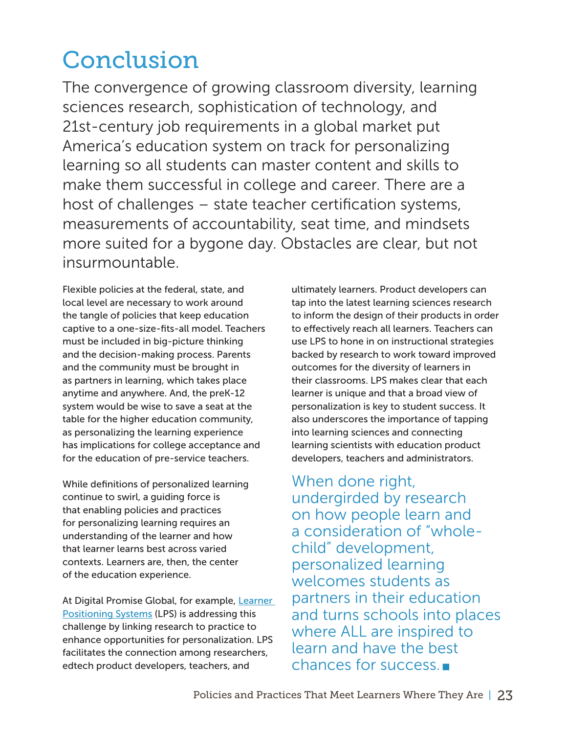# Conclusion

The convergence of growing classroom diversity, learning sciences research, sophistication of technology, and 21st-century job requirements in a global market put America's education system on track for personalizing learning so all students can master content and skills to make them successful in college and career. There are a host of challenges – state teacher certification systems, measurements of accountability, seat time, and mindsets more suited for a bygone day. Obstacles are clear, but not insurmountable.

Flexible policies at the federal, state, and local level are necessary to work around the tangle of policies that keep education captive to a one-size-fits-all model. Teachers must be included in big-picture thinking and the decision-making process. Parents and the community must be brought in as partners in learning, which takes place anytime and anywhere. And, the preK-12 system would be wise to save a seat at the table for the higher education community, as personalizing the learning experience has implications for college acceptance and for the education of pre-service teachers.

While definitions of personalized learning continue to swirl, a guiding force is that enabling policies and practices for personalizing learning requires an understanding of the learner and how that learner learns best across varied contexts. Learners are, then, the center of the education experience.

At Digital Promise Global, for example, [Learner Positioning Systems](Learner Positioning Systems) (LPS) is addressing this challenge by linking research to practice to enhance opportunities for personalization. LPS facilitates the connection among researchers, edtech product developers, teachers, and ultimately learners. Product developers can tap into the latest learning sciences research to inform the design of their products in order to effectively reach all learners. Teachers can use LPS to hone in on instructional strategies backed by research to work toward improved outcomes for the diversity of learners in their classrooms. LPS makes clear that each learner is unique and that a broad view of personalization is key to student success. It also underscores the importance of tapping into learning sciences and connecting learning scientists with education product developers, teachers and administrators.

When done right, undergirded by research on how people learn and a consideration of "whole-child" development, personalized learning welcomes students as partners in their education and turns schools into places where ALL are inspired to learn and have the best chances for success. ■